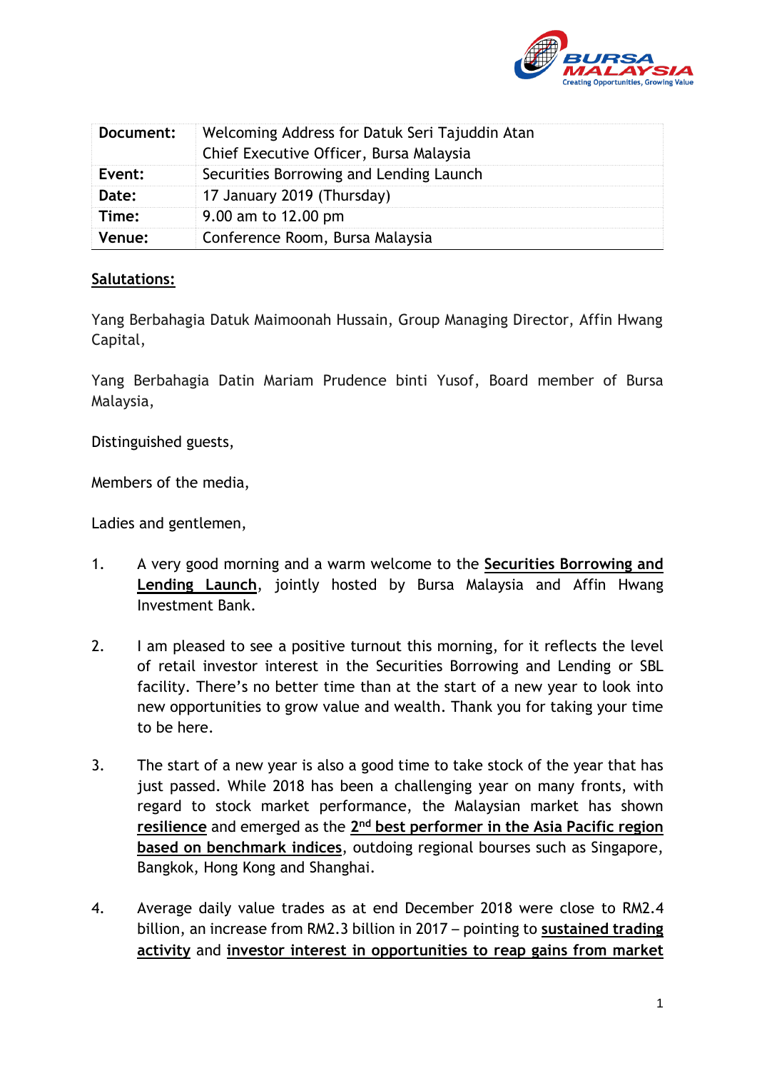| Document: | Welcoming Address for Datuk Seri Tajuddin Atan<br>Chief Executive Officer, Bursa Malaysia |
|---|---|
| Event: | Securities Borrowing and Lending Launch |
| Date: | 17 January 2019 (Thursday) |
| Time: | 9.00 am to 12.00 pm |
| Venue: | Conference Room, Bursa Malaysia |

**Salutations:**

Yang Berbahagia Datuk Maimoonah Hussain, Group Managing Director, Affin Hwang Capital,

Yang Berbahagia Datin Mariam Prudence binti Yusof, Board member of Bursa Malaysia,

Distinguished guests,

Members of the media,

Ladies and gentlemen,

1. A very good morning and a warm welcome to the **Securities Borrowing and Lending Launch**, jointly hosted by Bursa Malaysia and Affin Hwang Investment Bank.

2. I am pleased to see a positive turnout this morning, for it reflects the level of retail investor interest in the Securities Borrowing and Lending or SBL facility. There's no better time than at the start of a new year to look into new opportunities to grow value and wealth. Thank you for taking your time to be here.

3. The start of a new year is also a good time to take stock of the year that has just passed. While 2018 has been a challenging year on many fronts, with regard to stock market performance, the Malaysian market has shown **resilience** and emerged as the **2nd best performer in the Asia Pacific region based on benchmark indices**, outdoing regional bourses such as Singapore, Bangkok, Hong Kong and Shanghai.

4. Average daily value trades as at end December 2018 were close to RM2.4 billion, an increase from RM2.3 billion in 2017 – pointing to **sustained trading activity** and **investor interest in opportunities to reap gains from market**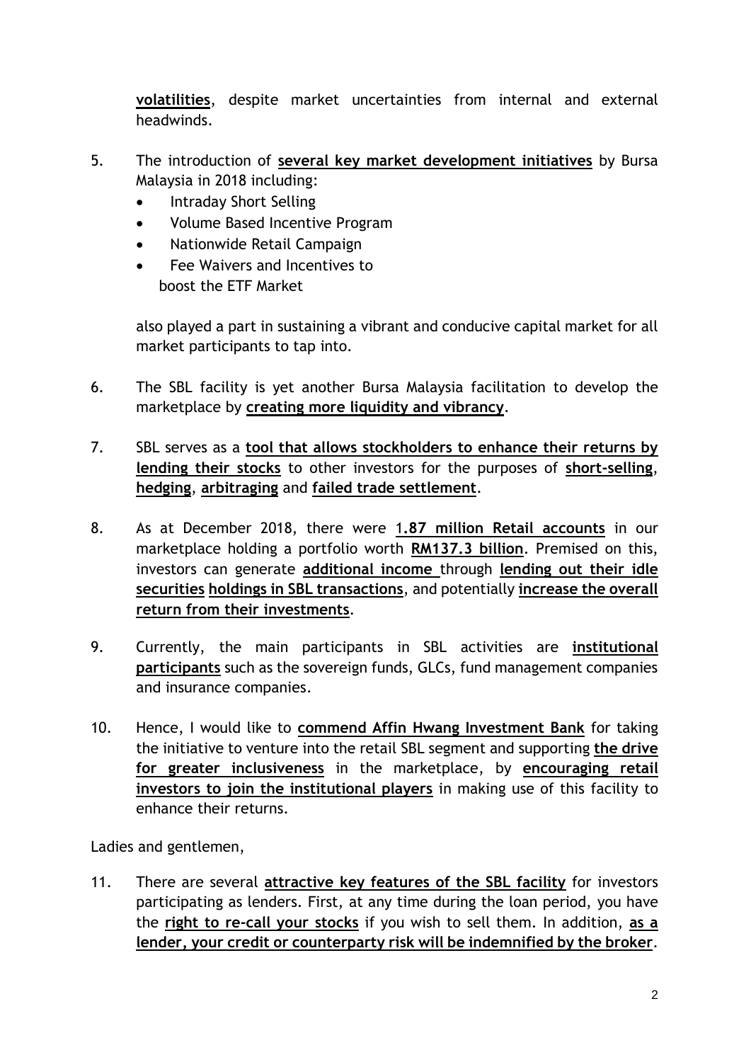**volatilities**, despite market uncertainties from internal and external headwinds.

5. The introduction of **several key market development initiatives** by Bursa Malaysia in 2018 including:
   - Intraday Short Selling
   - Volume Based Incentive Program
   - Nationwide Retail Campaign
   - Fee Waivers and Incentives to boost the ETF Market

   also played a part in sustaining a vibrant and conducive capital market for all market participants to tap into.

6. The SBL facility is yet another Bursa Malaysia facilitation to develop the marketplace by **creating more liquidity and vibrancy**.

7. SBL serves as a **tool that allows stockholders to enhance their returns by lending their stocks** to other investors for the purposes of **short-selling**, **hedging**, **arbitraging** and **failed trade settlement**.

8. As at December 2018, there were **1.87 million Retail accounts** in our marketplace holding a portfolio worth **RM137.3 billion**. Premised on this, investors can generate **additional income** through **lending out their idle securities holdings in SBL transactions**, and potentially **increase the overall return from their investments**.

9. Currently, the main participants in SBL activities are **institutional participants** such as the sovereign funds, GLCs, fund management companies and insurance companies.

10. Hence, I would like to **commend Affin Hwang Investment Bank** for taking the initiative to venture into the retail SBL segment and supporting **the drive for greater inclusiveness** in the marketplace, by **encouraging retail investors to join the institutional players** in making use of this facility to enhance their returns.

Ladies and gentlemen,

11. There are several **attractive key features of the SBL facility** for investors participating as lenders. First, at any time during the loan period, you have the **right to re-call your stocks** if you wish to sell them. In addition, **as a lender, your credit or counterparty risk will be indemnified by the broker**.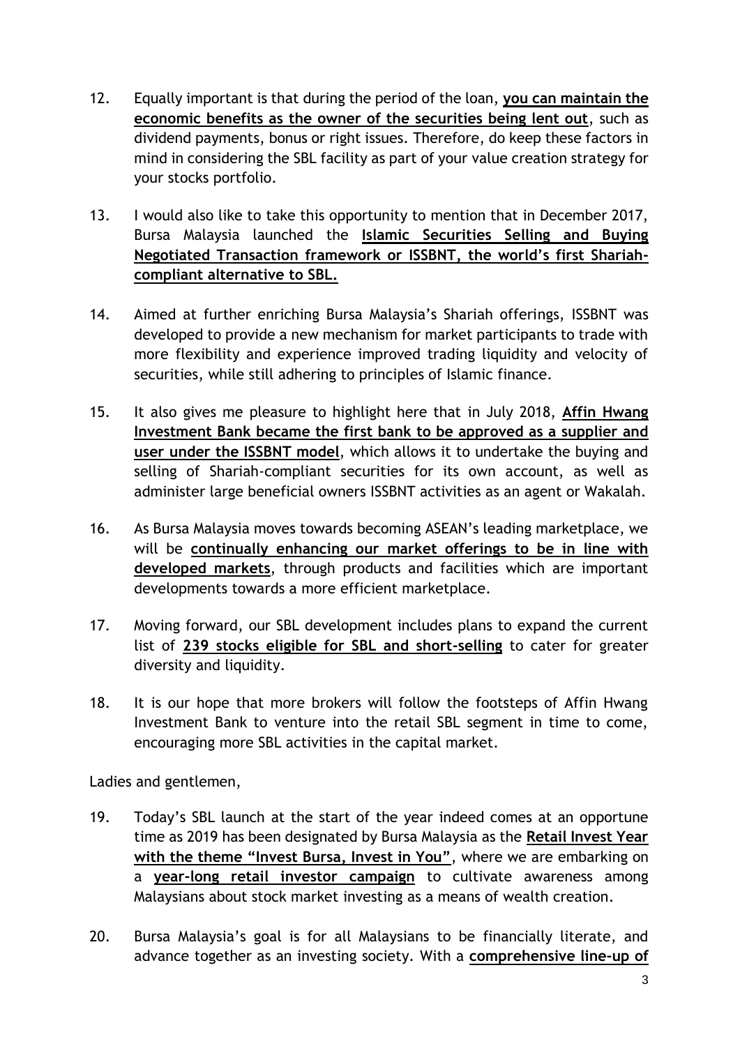12. Equally important is that during the period of the loan, **you can maintain the economic benefits as the owner of the securities being lent out**, such as dividend payments, bonus or right issues. Therefore, do keep these factors in mind in considering the SBL facility as part of your value creation strategy for your stocks portfolio.

13. I would also like to take this opportunity to mention that in December 2017, Bursa Malaysia launched the **Islamic Securities Selling and Buying Negotiated Transaction framework or ISSBNT, the world's first Shariah-compliant alternative to SBL.**

14. Aimed at further enriching Bursa Malaysia's Shariah offerings, ISSBNT was developed to provide a new mechanism for market participants to trade with more flexibility and experience improved trading liquidity and velocity of securities, while still adhering to principles of Islamic finance.

15. It also gives me pleasure to highlight here that in July 2018, **Affin Hwang Investment Bank became the first bank to be approved as a supplier and user under the ISSBNT model**, which allows it to undertake the buying and selling of Shariah-compliant securities for its own account, as well as administer large beneficial owners ISSBNT activities as an agent or Wakalah.

16. As Bursa Malaysia moves towards becoming ASEAN's leading marketplace, we will be **continually enhancing our market offerings to be in line with developed markets**, through products and facilities which are important developments towards a more efficient marketplace.

17. Moving forward, our SBL development includes plans to expand the current list of **239 stocks eligible for SBL and short-selling** to cater for greater diversity and liquidity.

18. It is our hope that more brokers will follow the footsteps of Affin Hwang Investment Bank to venture into the retail SBL segment in time to come, encouraging more SBL activities in the capital market.

Ladies and gentlemen,

19. Today's SBL launch at the start of the year indeed comes at an opportune time as 2019 has been designated by Bursa Malaysia as the **Retail Invest Year with the theme "Invest Bursa, Invest in You"**, where we are embarking on a **year-long retail investor campaign** to cultivate awareness among Malaysians about stock market investing as a means of wealth creation.

20. Bursa Malaysia's goal is for all Malaysians to be financially literate, and advance together as an investing society. With a **comprehensive line-up of**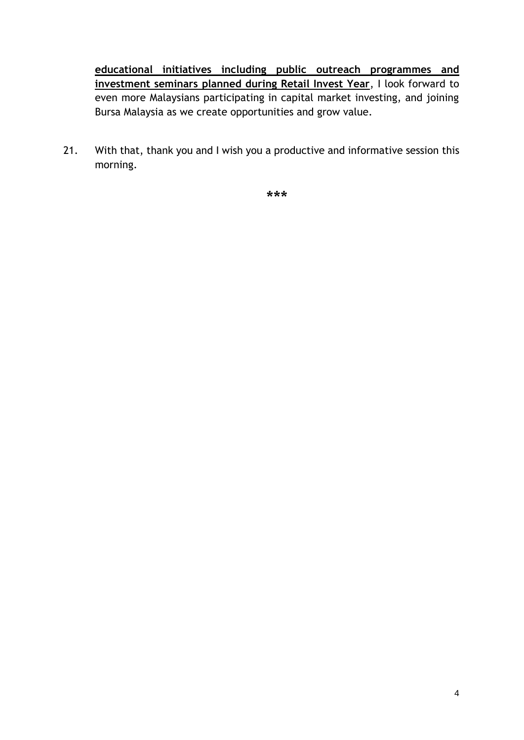**educational initiatives including public outreach programmes and investment seminars planned during Retail Invest Year**, I look forward to even more Malaysians participating in capital market investing, and joining Bursa Malaysia as we create opportunities and grow value.

21. With that, thank you and I wish you a productive and informative session this morning.

***